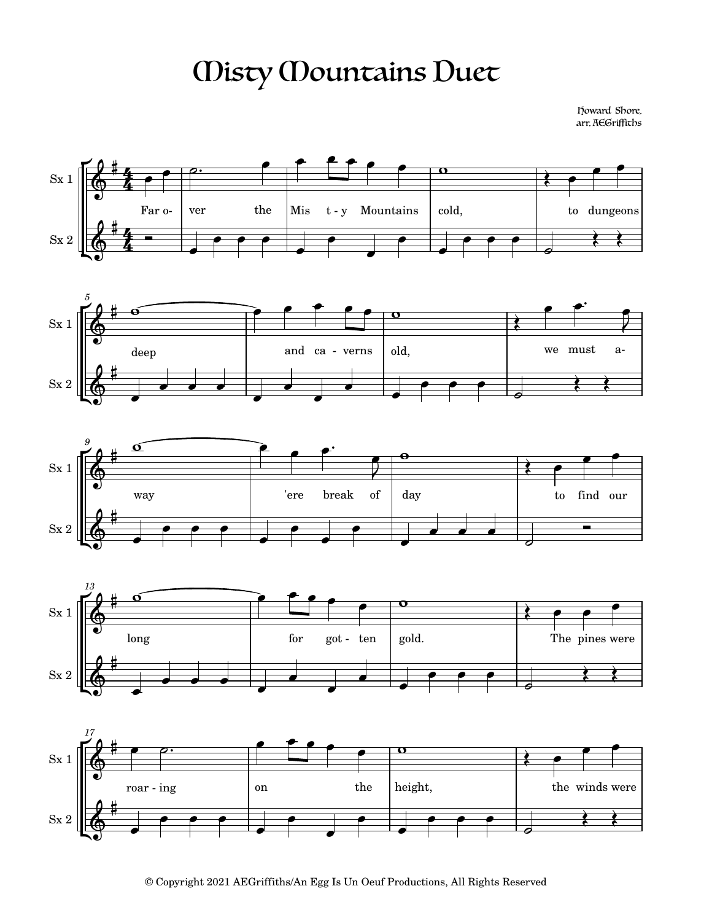# Misty Mountains Duet

Howard Shore,
arr. AEGriffiths

© Copyright 2021 AEGriffiths/An Egg Is Un Oeuf Productions, All Rights Reserved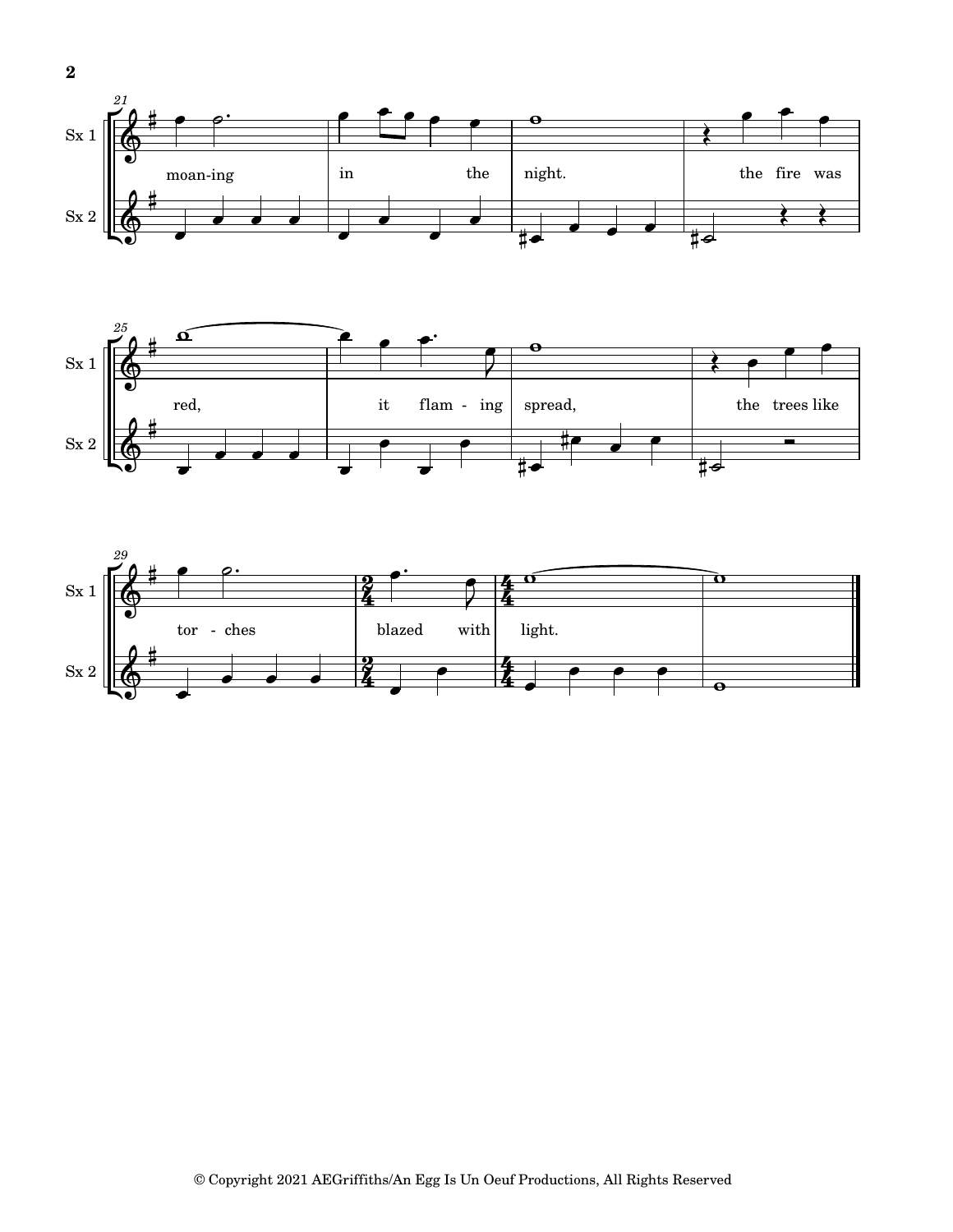Sx 1

Sx 2

moan-ing in the night. the fire was

red, it flam - ing spread, the trees like

tor - ches blazed with light.

© Copyright 2021 AEGriffiths/An Egg Is Un Oeuf Productions, All Rights Reserved